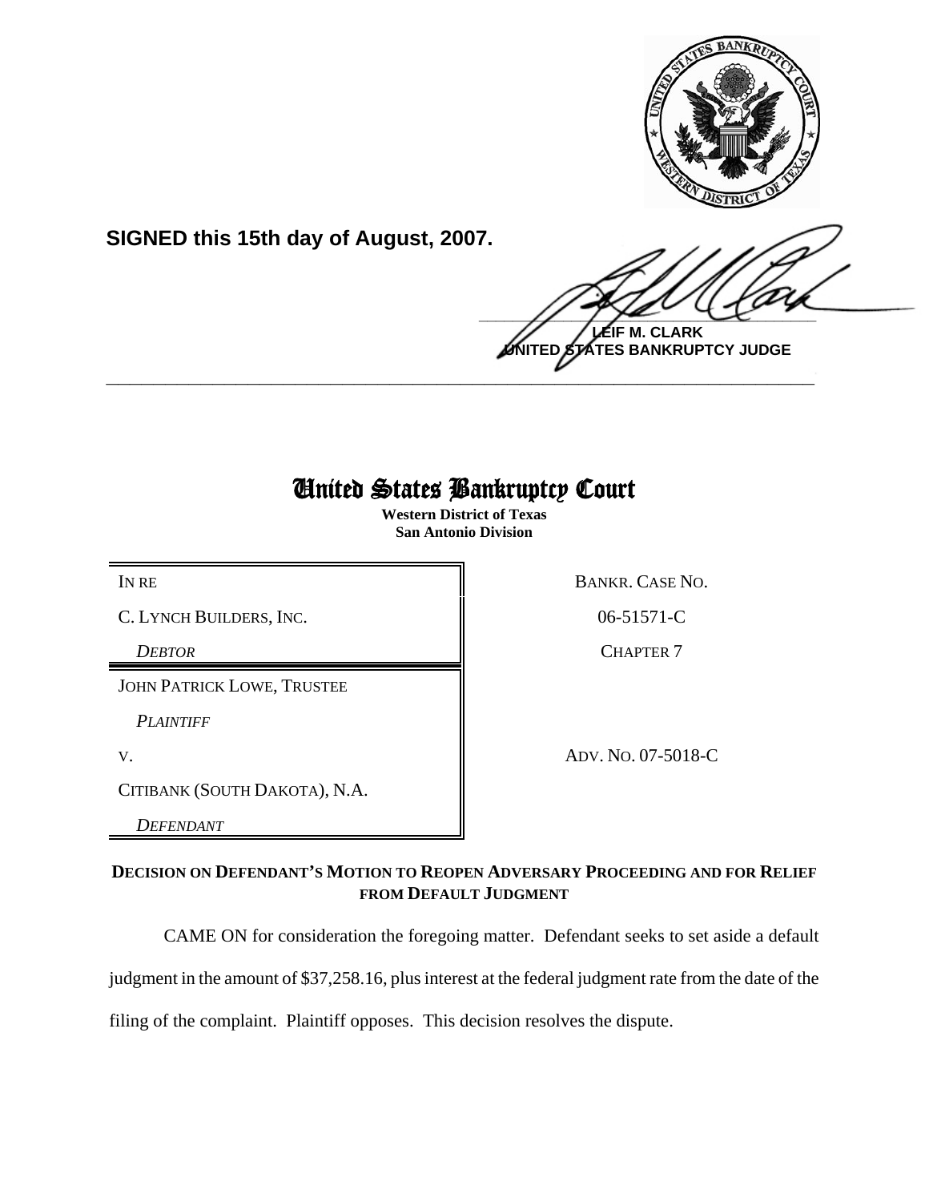**SIGNED this 15th day of August, 2007.**

**LEIF M. CLARK**
**UNITED STATES BANKRUPTCY JUDGE**

---

# United States Bankruptcy Court

**Western District of Texas**
**San Antonio Division**

| | |
|---|---|
| IN RE | BANKR. CASE NO. |
| C. LYNCH BUILDERS, INC. | 06-51571-C |
| *DEBTOR* | CHAPTER 7 |
| JOHN PATRICK LOWE, TRUSTEE | |
| *PLAINTIFF* | |
| V. | ADV. NO. 07-5018-C |
| CITIBANK (SOUTH DAKOTA), N.A. | |
| *DEFENDANT* | |

**DECISION ON DEFENDANT'S MOTION TO REOPEN ADVERSARY PROCEEDING AND FOR RELIEF FROM DEFAULT JUDGMENT**

CAME ON for consideration the foregoing matter. Defendant seeks to set aside a default judgment in the amount of $37,258.16, plus interest at the federal judgment rate from the date of the filing of the complaint. Plaintiff opposes. This decision resolves the dispute.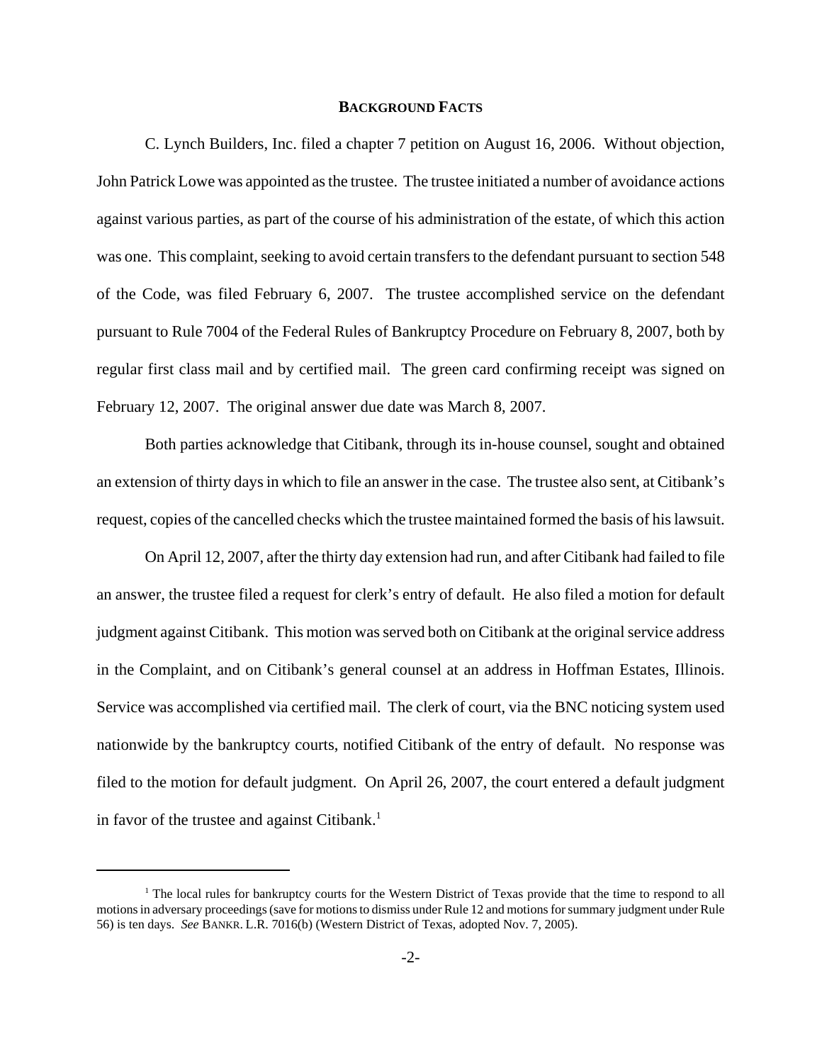## BACKGROUND FACTS

C. Lynch Builders, Inc. filed a chapter 7 petition on August 16, 2006. Without objection, John Patrick Lowe was appointed as the trustee. The trustee initiated a number of avoidance actions against various parties, as part of the course of his administration of the estate, of which this action was one. This complaint, seeking to avoid certain transfers to the defendant pursuant to section 548 of the Code, was filed February 6, 2007. The trustee accomplished service on the defendant pursuant to Rule 7004 of the Federal Rules of Bankruptcy Procedure on February 8, 2007, both by regular first class mail and by certified mail. The green card confirming receipt was signed on February 12, 2007. The original answer due date was March 8, 2007.

Both parties acknowledge that Citibank, through its in-house counsel, sought and obtained an extension of thirty days in which to file an answer in the case. The trustee also sent, at Citibank's request, copies of the cancelled checks which the trustee maintained formed the basis of his lawsuit.

On April 12, 2007, after the thirty day extension had run, and after Citibank had failed to file an answer, the trustee filed a request for clerk's entry of default. He also filed a motion for default judgment against Citibank. This motion was served both on Citibank at the original service address in the Complaint, and on Citibank's general counsel at an address in Hoffman Estates, Illinois. Service was accomplished via certified mail. The clerk of court, via the BNC noticing system used nationwide by the bankruptcy courts, notified Citibank of the entry of default. No response was filed to the motion for default judgment. On April 26, 2007, the court entered a default judgment in favor of the trustee and against Citibank.[1]

---

[1] The local rules for bankruptcy courts for the Western District of Texas provide that the time to respond to all motions in adversary proceedings (save for motions to dismiss under Rule 12 and motions for summary judgment under Rule 56) is ten days. *See* BANKR. L.R. 7016(b) (Western District of Texas, adopted Nov. 7, 2005).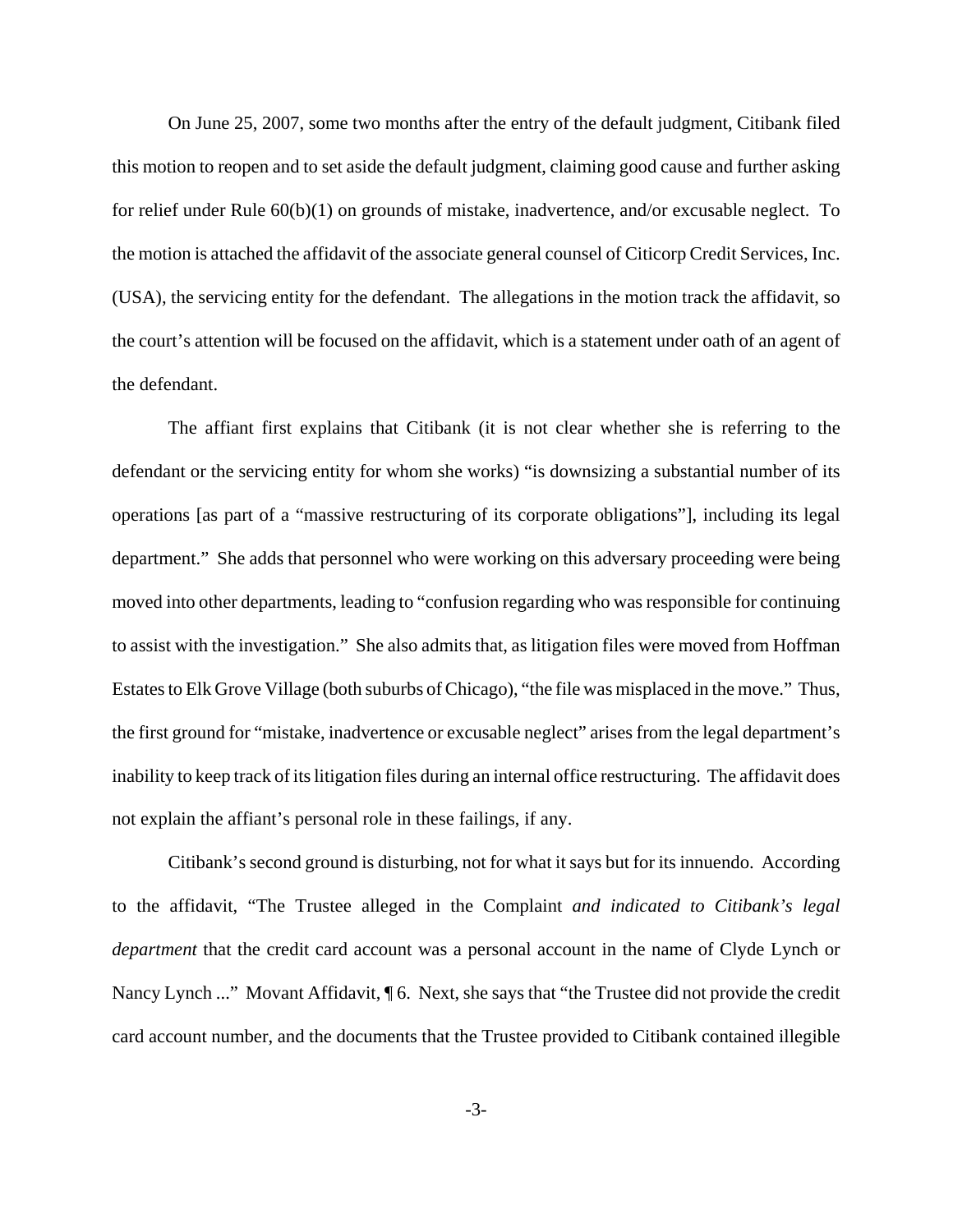On June 25, 2007, some two months after the entry of the default judgment, Citibank filed this motion to reopen and to set aside the default judgment, claiming good cause and further asking for relief under Rule 60(b)(1) on grounds of mistake, inadvertence, and/or excusable neglect. To the motion is attached the affidavit of the associate general counsel of Citicorp Credit Services, Inc. (USA), the servicing entity for the defendant. The allegations in the motion track the affidavit, so the court's attention will be focused on the affidavit, which is a statement under oath of an agent of the defendant.

The affiant first explains that Citibank (it is not clear whether she is referring to the defendant or the servicing entity for whom she works) "is downsizing a substantial number of its operations [as part of a "massive restructuring of its corporate obligations"], including its legal department." She adds that personnel who were working on this adversary proceeding were being moved into other departments, leading to "confusion regarding who was responsible for continuing to assist with the investigation." She also admits that, as litigation files were moved from Hoffman Estates to Elk Grove Village (both suburbs of Chicago), "the file was misplaced in the move." Thus, the first ground for "mistake, inadvertence or excusable neglect" arises from the legal department's inability to keep track of its litigation files during an internal office restructuring. The affidavit does not explain the affiant's personal role in these failings, if any.

Citibank's second ground is disturbing, not for what it says but for its innuendo. According to the affidavit, "The Trustee alleged in the Complaint *and indicated to Citibank's legal department* that the credit card account was a personal account in the name of Clyde Lynch or Nancy Lynch ..." Movant Affidavit, ¶ 6. Next, she says that "the Trustee did not provide the credit card account number, and the documents that the Trustee provided to Citibank contained illegible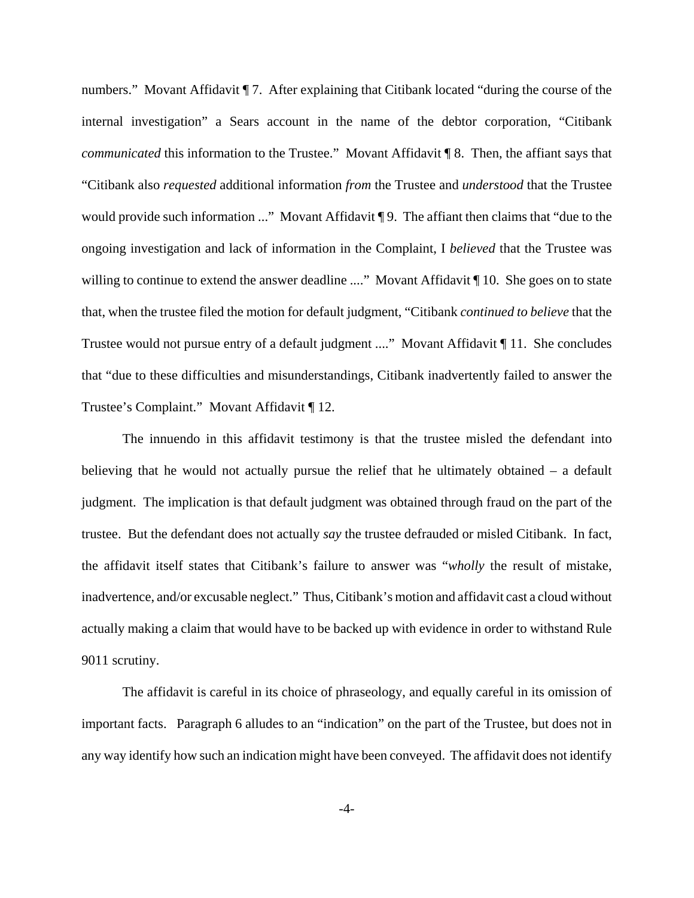numbers." Movant Affidavit ¶ 7. After explaining that Citibank located "during the course of the internal investigation" a Sears account in the name of the debtor corporation, "Citibank *communicated* this information to the Trustee." Movant Affidavit ¶ 8. Then, the affiant says that "Citibank also *requested* additional information *from* the Trustee and *understood* that the Trustee would provide such information ..." Movant Affidavit ¶ 9. The affiant then claims that "due to the ongoing investigation and lack of information in the Complaint, I *believed* that the Trustee was willing to continue to extend the answer deadline ...." Movant Affidavit ¶ 10. She goes on to state that, when the trustee filed the motion for default judgment, "Citibank *continued to believe* that the Trustee would not pursue entry of a default judgment ...." Movant Affidavit ¶ 11. She concludes that "due to these difficulties and misunderstandings, Citibank inadvertently failed to answer the Trustee's Complaint." Movant Affidavit ¶ 12.

The innuendo in this affidavit testimony is that the trustee misled the defendant into believing that he would not actually pursue the relief that he ultimately obtained – a default judgment. The implication is that default judgment was obtained through fraud on the part of the trustee. But the defendant does not actually *say* the trustee defrauded or misled Citibank. In fact, the affidavit itself states that Citibank's failure to answer was "*wholly* the result of mistake, inadvertence, and/or excusable neglect." Thus, Citibank's motion and affidavit cast a cloud without actually making a claim that would have to be backed up with evidence in order to withstand Rule 9011 scrutiny.

The affidavit is careful in its choice of phraseology, and equally careful in its omission of important facts. Paragraph 6 alludes to an "indication" on the part of the Trustee, but does not in any way identify how such an indication might have been conveyed. The affidavit does not identify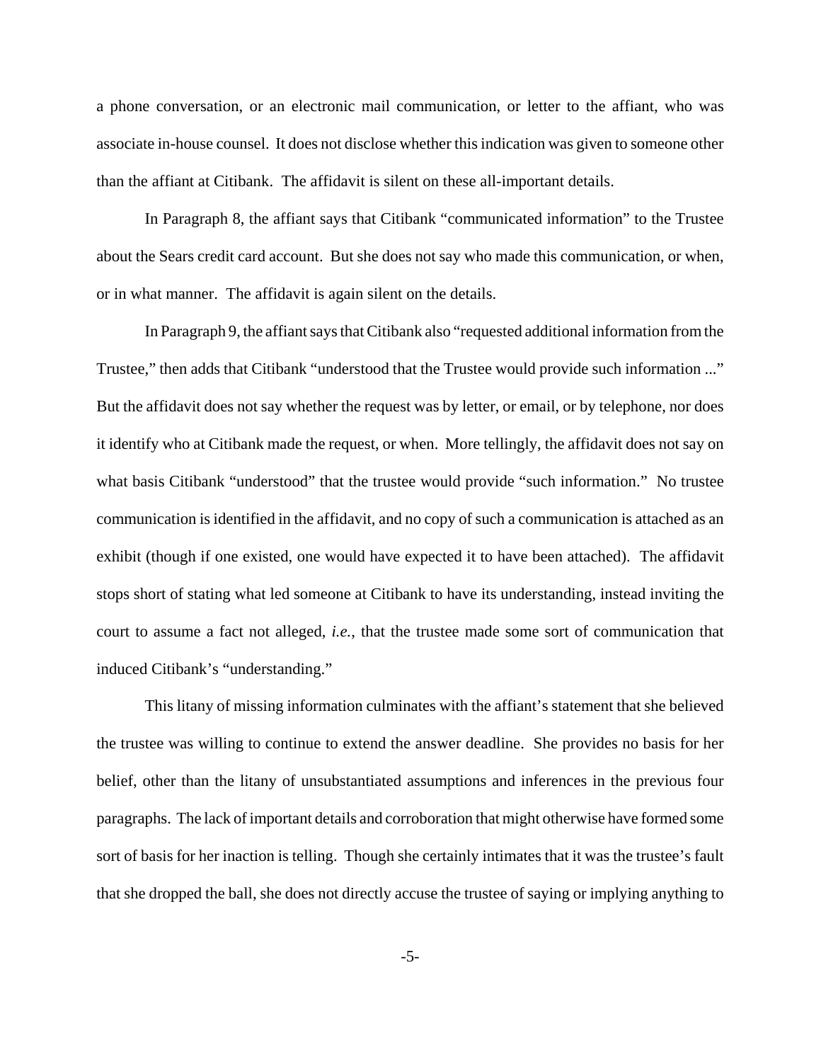a phone conversation, or an electronic mail communication, or letter to the affiant, who was associate in-house counsel. It does not disclose whether this indication was given to someone other than the affiant at Citibank. The affidavit is silent on these all-important details.

In Paragraph 8, the affiant says that Citibank "communicated information" to the Trustee about the Sears credit card account. But she does not say who made this communication, or when, or in what manner. The affidavit is again silent on the details.

In Paragraph 9, the affiant says that Citibank also "requested additional information from the Trustee," then adds that Citibank "understood that the Trustee would provide such information ..." But the affidavit does not say whether the request was by letter, or email, or by telephone, nor does it identify who at Citibank made the request, or when. More tellingly, the affidavit does not say on what basis Citibank "understood" that the trustee would provide "such information." No trustee communication is identified in the affidavit, and no copy of such a communication is attached as an exhibit (though if one existed, one would have expected it to have been attached). The affidavit stops short of stating what led someone at Citibank to have its understanding, instead inviting the court to assume a fact not alleged, *i.e.*, that the trustee made some sort of communication that induced Citibank's "understanding."

This litany of missing information culminates with the affiant's statement that she believed the trustee was willing to continue to extend the answer deadline. She provides no basis for her belief, other than the litany of unsubstantiated assumptions and inferences in the previous four paragraphs. The lack of important details and corroboration that might otherwise have formed some sort of basis for her inaction is telling. Though she certainly intimates that it was the trustee's fault that she dropped the ball, she does not directly accuse the trustee of saying or implying anything to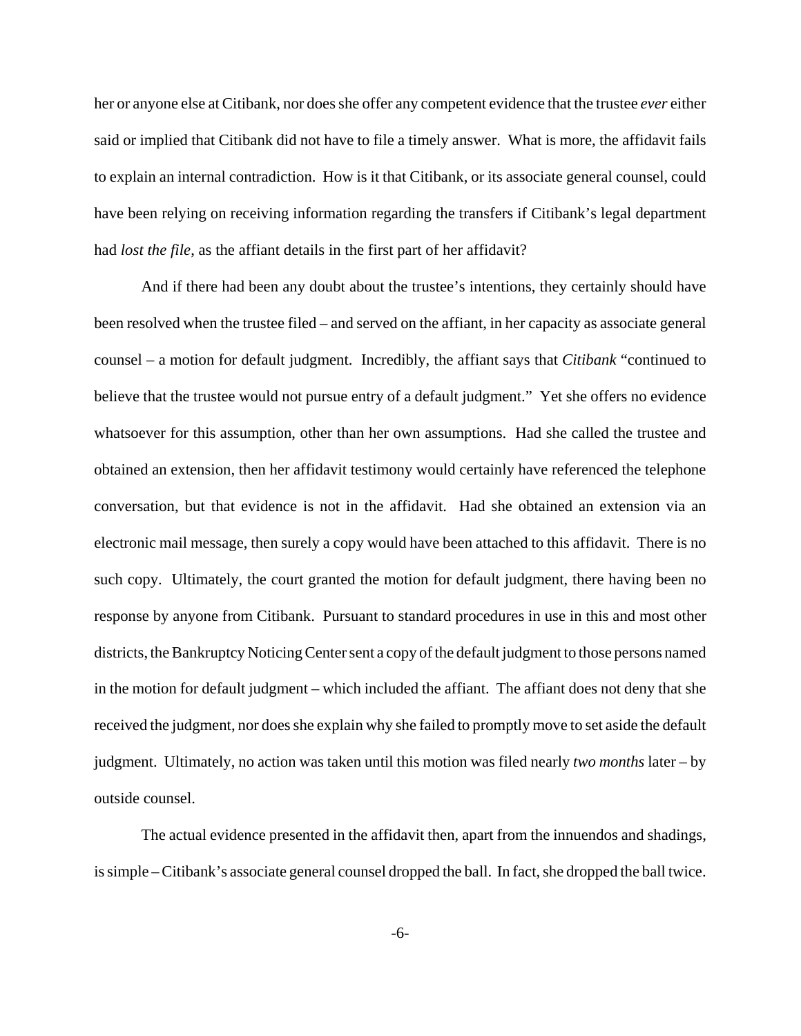her or anyone else at Citibank, nor does she offer any competent evidence that the trustee *ever* either said or implied that Citibank did not have to file a timely answer. What is more, the affidavit fails to explain an internal contradiction. How is it that Citibank, or its associate general counsel, could have been relying on receiving information regarding the transfers if Citibank's legal department had *lost the file*, as the affiant details in the first part of her affidavit?

And if there had been any doubt about the trustee's intentions, they certainly should have been resolved when the trustee filed – and served on the affiant, in her capacity as associate general counsel – a motion for default judgment. Incredibly, the affiant says that *Citibank* "continued to believe that the trustee would not pursue entry of a default judgment." Yet she offers no evidence whatsoever for this assumption, other than her own assumptions. Had she called the trustee and obtained an extension, then her affidavit testimony would certainly have referenced the telephone conversation, but that evidence is not in the affidavit. Had she obtained an extension via an electronic mail message, then surely a copy would have been attached to this affidavit. There is no such copy. Ultimately, the court granted the motion for default judgment, there having been no response by anyone from Citibank. Pursuant to standard procedures in use in this and most other districts, the Bankruptcy Noticing Center sent a copy of the default judgment to those persons named in the motion for default judgment – which included the affiant. The affiant does not deny that she received the judgment, nor does she explain why she failed to promptly move to set aside the default judgment. Ultimately, no action was taken until this motion was filed nearly *two months* later – by outside counsel.

The actual evidence presented in the affidavit then, apart from the innuendos and shadings, is simple – Citibank's associate general counsel dropped the ball. In fact, she dropped the ball twice.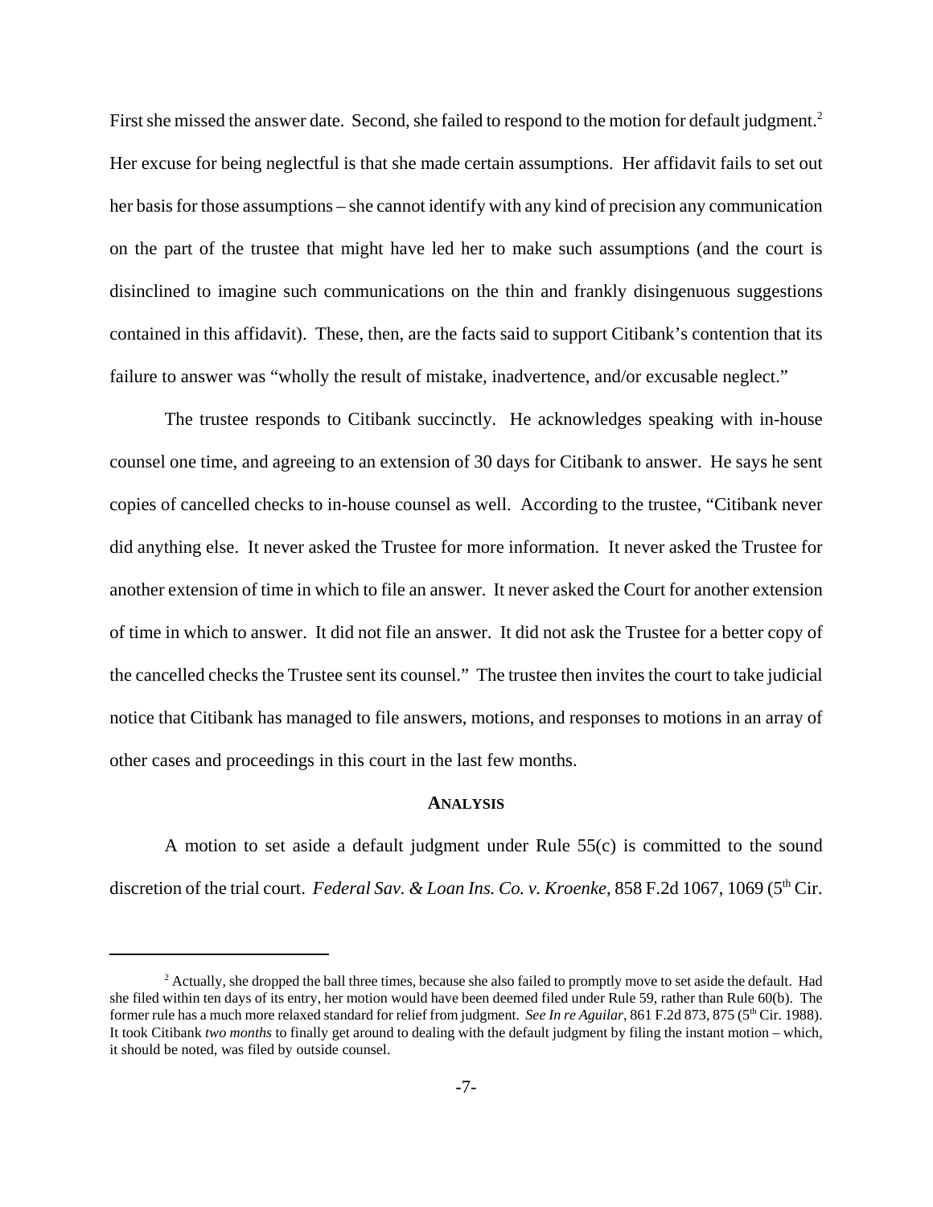First she missed the answer date. Second, she failed to respond to the motion for default judgment.[2] Her excuse for being neglectful is that she made certain assumptions. Her affidavit fails to set out her basis for those assumptions – she cannot identify with any kind of precision any communication on the part of the trustee that might have led her to make such assumptions (and the court is disinclined to imagine such communications on the thin and frankly disingenuous suggestions contained in this affidavit). These, then, are the facts said to support Citibank's contention that its failure to answer was "wholly the result of mistake, inadvertence, and/or excusable neglect."

The trustee responds to Citibank succinctly. He acknowledges speaking with in-house counsel one time, and agreeing to an extension of 30 days for Citibank to answer. He says he sent copies of cancelled checks to in-house counsel as well. According to the trustee, "Citibank never did anything else. It never asked the Trustee for more information. It never asked the Trustee for another extension of time in which to file an answer. It never asked the Court for another extension of time in which to answer. It did not file an answer. It did not ask the Trustee for a better copy of the cancelled checks the Trustee sent its counsel." The trustee then invites the court to take judicial notice that Citibank has managed to file answers, motions, and responses to motions in an array of other cases and proceedings in this court in the last few months.

**ANALYSIS**

A motion to set aside a default judgment under Rule 55(c) is committed to the sound discretion of the trial court. *Federal Sav. & Loan Ins. Co. v. Kroenke*, 858 F.2d 1067, 1069 (5th Cir.

---

[2] Actually, she dropped the ball three times, because she also failed to promptly move to set aside the default. Had she filed within ten days of its entry, her motion would have been deemed filed under Rule 59, rather than Rule 60(b). The former rule has a much more relaxed standard for relief from judgment. *See In re Aguilar*, 861 F.2d 873, 875 (5th Cir. 1988). It took Citibank *two months* to finally get around to dealing with the default judgment by filing the instant motion – which, it should be noted, was filed by outside counsel.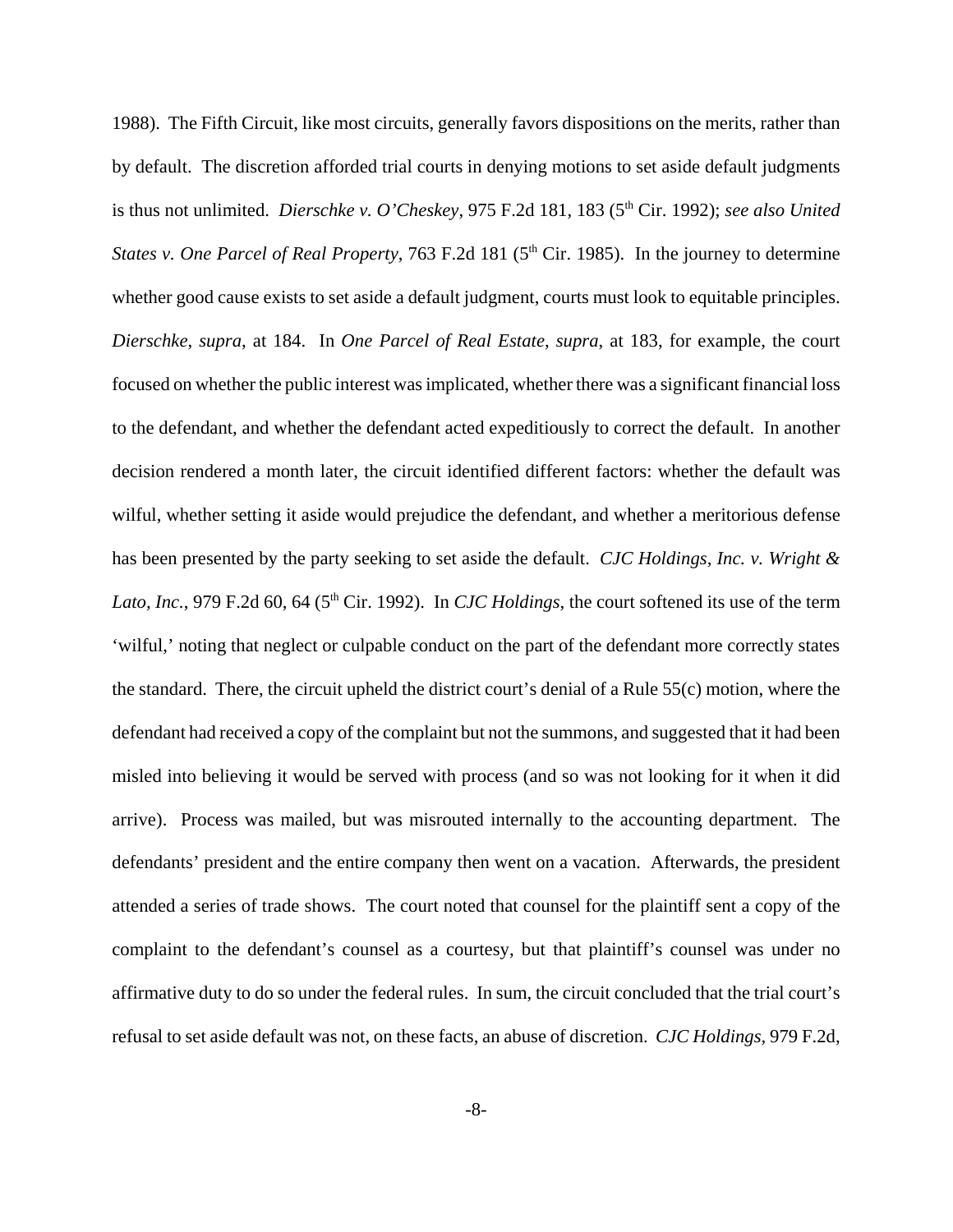1988). The Fifth Circuit, like most circuits, generally favors dispositions on the merits, rather than by default. The discretion afforded trial courts in denying motions to set aside default judgments is thus not unlimited. *Dierschke v. O'Cheskey*, 975 F.2d 181, 183 (5th Cir. 1992); *see also United States v. One Parcel of Real Property*, 763 F.2d 181 (5th Cir. 1985). In the journey to determine whether good cause exists to set aside a default judgment, courts must look to equitable principles. *Dierschke*, *supra*, at 184. In *One Parcel of Real Estate*, *supra*, at 183, for example, the court focused on whether the public interest was implicated, whether there was a significant financial loss to the defendant, and whether the defendant acted expeditiously to correct the default. In another decision rendered a month later, the circuit identified different factors: whether the default was wilful, whether setting it aside would prejudice the defendant, and whether a meritorious defense has been presented by the party seeking to set aside the default. *CJC Holdings, Inc. v. Wright & Lato, Inc.*, 979 F.2d 60, 64 (5th Cir. 1992). In *CJC Holdings*, the court softened its use of the term 'wilful,' noting that neglect or culpable conduct on the part of the defendant more correctly states the standard. There, the circuit upheld the district court's denial of a Rule 55(c) motion, where the defendant had received a copy of the complaint but not the summons, and suggested that it had been misled into believing it would be served with process (and so was not looking for it when it did arrive). Process was mailed, but was misrouted internally to the accounting department. The defendants' president and the entire company then went on a vacation. Afterwards, the president attended a series of trade shows. The court noted that counsel for the plaintiff sent a copy of the complaint to the defendant's counsel as a courtesy, but that plaintiff's counsel was under no affirmative duty to do so under the federal rules. In sum, the circuit concluded that the trial court's refusal to set aside default was not, on these facts, an abuse of discretion. *CJC Holdings*, 979 F.2d,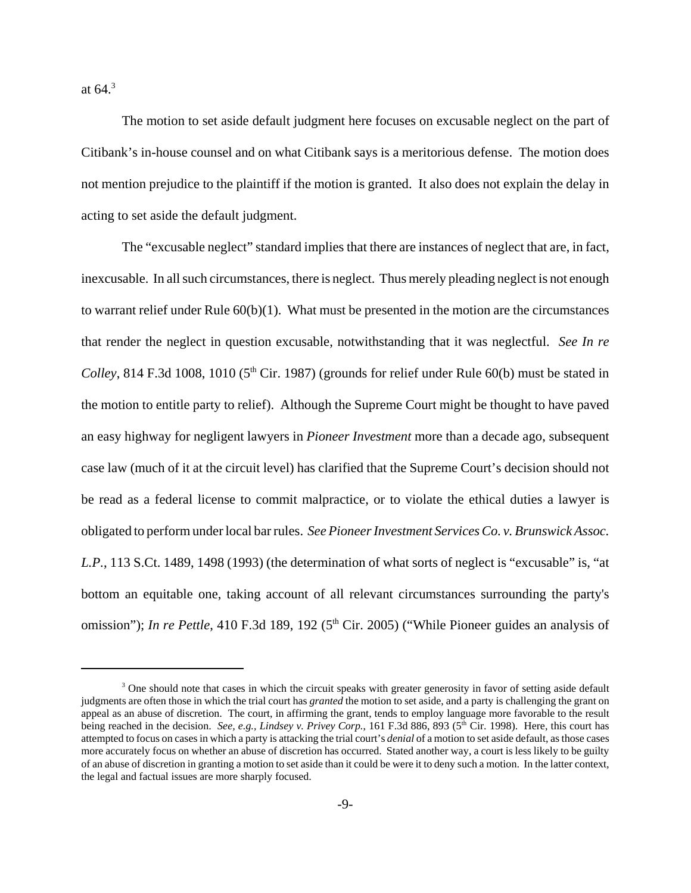at 64.[3]

The motion to set aside default judgment here focuses on excusable neglect on the part of Citibank's in-house counsel and on what Citibank says is a meritorious defense. The motion does not mention prejudice to the plaintiff if the motion is granted. It also does not explain the delay in acting to set aside the default judgment.

The "excusable neglect" standard implies that there are instances of neglect that are, in fact, inexcusable. In all such circumstances, there is neglect. Thus merely pleading neglect is not enough to warrant relief under Rule 60(b)(1). What must be presented in the motion are the circumstances that render the neglect in question excusable, notwithstanding that it was neglectful. *See In re Colley*, 814 F.3d 1008, 1010 (5th Cir. 1987) (grounds for relief under Rule 60(b) must be stated in the motion to entitle party to relief). Although the Supreme Court might be thought to have paved an easy highway for negligent lawyers in *Pioneer Investment* more than a decade ago, subsequent case law (much of it at the circuit level) has clarified that the Supreme Court's decision should not be read as a federal license to commit malpractice, or to violate the ethical duties a lawyer is obligated to perform under local bar rules. *See Pioneer Investment Services Co. v. Brunswick Assoc. L.P.*, 113 S.Ct. 1489, 1498 (1993) (the determination of what sorts of neglect is "excusable" is, "at bottom an equitable one, taking account of all relevant circumstances surrounding the party's omission"); *In re Pettle*, 410 F.3d 189, 192 (5th Cir. 2005) ("While Pioneer guides an analysis of

---

[3] One should note that cases in which the circuit speaks with greater generosity in favor of setting aside default judgments are often those in which the trial court has *granted* the motion to set aside, and a party is challenging the grant on appeal as an abuse of discretion. The court, in affirming the grant, tends to employ language more favorable to the result being reached in the decision. *See, e.g., Lindsey v. Privey Corp.*, 161 F.3d 886, 893 (5th Cir. 1998). Here, this court has attempted to focus on cases in which a party is attacking the trial court's *denial* of a motion to set aside default, as those cases more accurately focus on whether an abuse of discretion has occurred. Stated another way, a court is less likely to be guilty of an abuse of discretion in granting a motion to set aside than it could be were it to deny such a motion. In the latter context, the legal and factual issues are more sharply focused.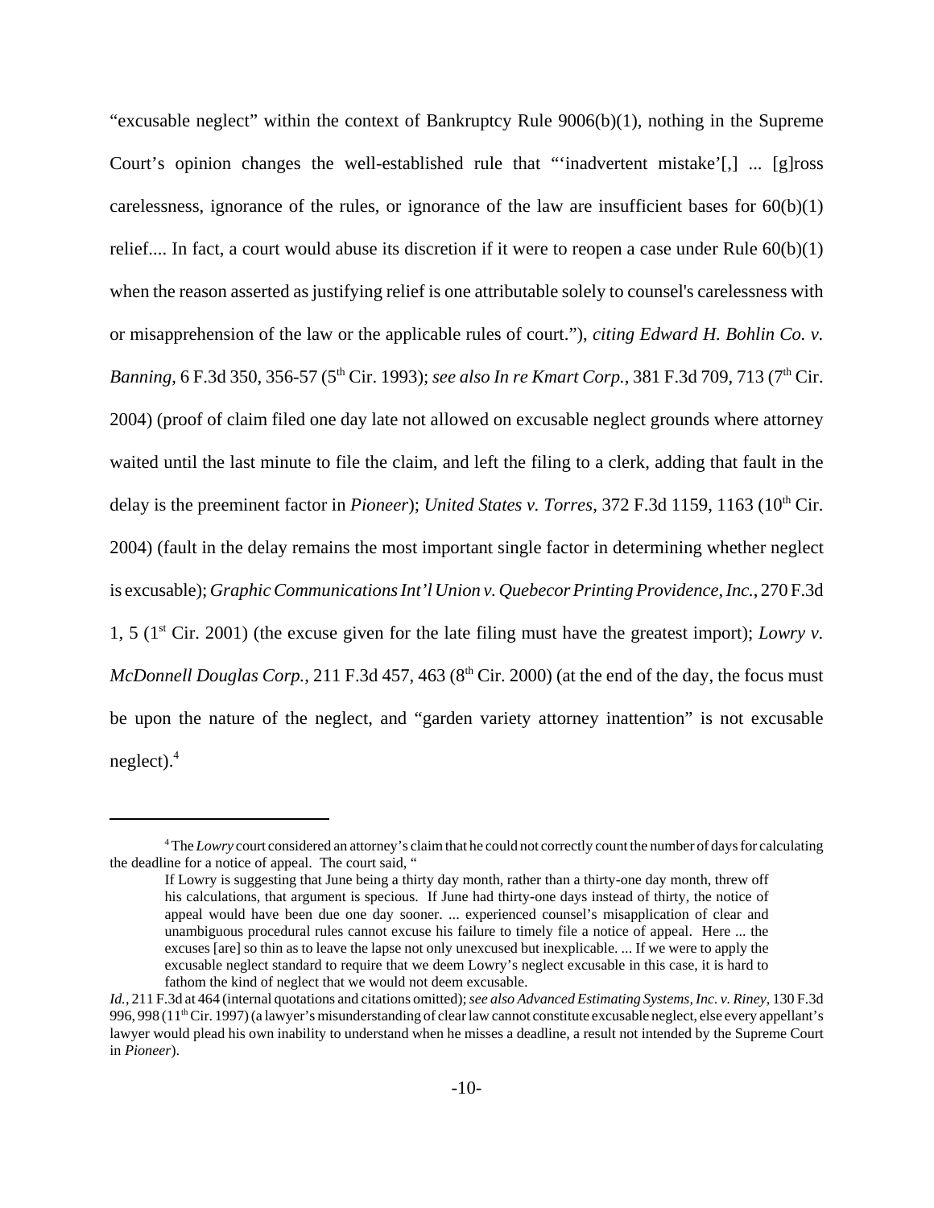"excusable neglect" within the context of Bankruptcy Rule 9006(b)(1), nothing in the Supreme Court's opinion changes the well-established rule that "'inadvertent mistake'[,] ... [g]ross carelessness, ignorance of the rules, or ignorance of the law are insufficient bases for 60(b)(1) relief.... In fact, a court would abuse its discretion if it were to reopen a case under Rule 60(b)(1) when the reason asserted as justifying relief is one attributable solely to counsel's carelessness with or misapprehension of the law or the applicable rules of court."), *citing Edward H. Bohlin Co. v. Banning*, 6 F.3d 350, 356-57 (5th Cir. 1993); *see also In re Kmart Corp.*, 381 F.3d 709, 713 (7th Cir. 2004) (proof of claim filed one day late not allowed on excusable neglect grounds where attorney waited until the last minute to file the claim, and left the filing to a clerk, adding that fault in the delay is the preeminent factor in *Pioneer*); *United States v. Torres*, 372 F.3d 1159, 1163 (10th Cir. 2004) (fault in the delay remains the most important single factor in determining whether neglect is excusable); *Graphic Communications Int'l Union v. Quebecor Printing Providence, Inc.*, 270 F.3d 1, 5 (1st Cir. 2001) (the excuse given for the late filing must have the greatest import); *Lowry v. McDonnell Douglas Corp.*, 211 F.3d 457, 463 (8th Cir. 2000) (at the end of the day, the focus must be upon the nature of the neglect, and "garden variety attorney inattention" is not excusable neglect).[4]

---

[4] The *Lowry* court considered an attorney's claim that he could not correctly count the number of days for calculating the deadline for a notice of appeal. The court said, "

> If Lowry is suggesting that June being a thirty day month, rather than a thirty-one day month, threw off his calculations, that argument is specious. If June had thirty-one days instead of thirty, the notice of appeal would have been due one day sooner. ... experienced counsel's misapplication of clear and unambiguous procedural rules cannot excuse his failure to timely file a notice of appeal. Here ... the excuses [are] so thin as to leave the lapse not only unexcused but inexplicable. ... If we were to apply the excusable neglect standard to require that we deem Lowry's neglect excusable in this case, it is hard to fathom the kind of neglect that we would not deem excusable.

*Id.*, 211 F.3d at 464 (internal quotations and citations omitted); *see also Advanced Estimating Systems, Inc. v. Riney*, 130 F.3d 996, 998 (11th Cir. 1997) (a lawyer's misunderstanding of clear law cannot constitute excusable neglect, else every appellant's lawyer would plead his own inability to understand when he misses a deadline, a result not intended by the Supreme Court in *Pioneer*).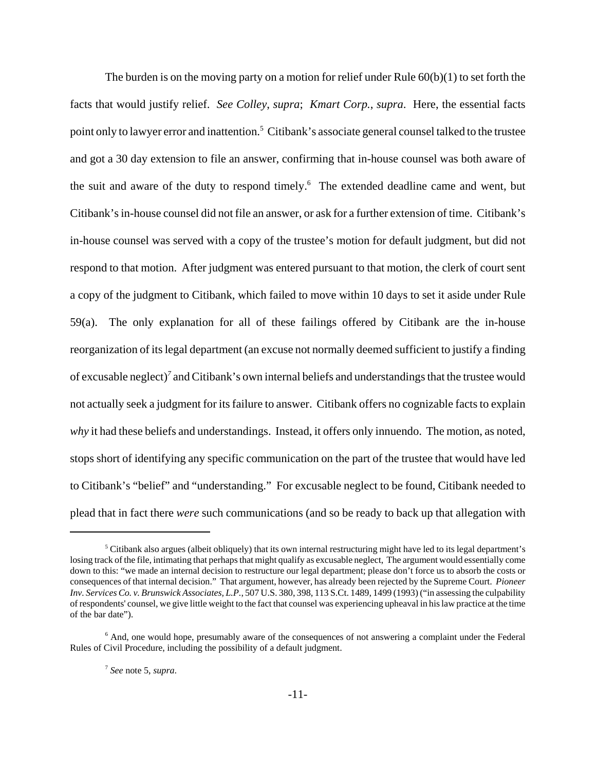The burden is on the moving party on a motion for relief under Rule 60(b)(1) to set forth the facts that would justify relief. *See Colley*, *supra*; *Kmart Corp.*, *supra*. Here, the essential facts point only to lawyer error and inattention.[5] Citibank's associate general counsel talked to the trustee and got a 30 day extension to file an answer, confirming that in-house counsel was both aware of the suit and aware of the duty to respond timely.[6] The extended deadline came and went, but Citibank's in-house counsel did not file an answer, or ask for a further extension of time. Citibank's in-house counsel was served with a copy of the trustee's motion for default judgment, but did not respond to that motion. After judgment was entered pursuant to that motion, the clerk of court sent a copy of the judgment to Citibank, which failed to move within 10 days to set it aside under Rule 59(a). The only explanation for all of these failings offered by Citibank are the in-house reorganization of its legal department (an excuse not normally deemed sufficient to justify a finding of excusable neglect)[7] and Citibank's own internal beliefs and understandings that the trustee would not actually seek a judgment for its failure to answer. Citibank offers no cognizable facts to explain *why* it had these beliefs and understandings. Instead, it offers only innuendo. The motion, as noted, stops short of identifying any specific communication on the part of the trustee that would have led to Citibank's "belief" and "understanding." For excusable neglect to be found, Citibank needed to plead that in fact there *were* such communications (and so be ready to back up that allegation with

---

[5] Citibank also argues (albeit obliquely) that its own internal restructuring might have led to its legal department's losing track of the file, intimating that perhaps that might qualify as excusable neglect, The argument would essentially come down to this: "we made an internal decision to restructure our legal department; please don't force us to absorb the costs or consequences of that internal decision." That argument, however, has already been rejected by the Supreme Court. *Pioneer Inv. Services Co. v. Brunswick Associates, L.P.*, 507 U.S. 380, 398, 113 S.Ct. 1489, 1499 (1993) ("in assessing the culpability of respondents' counsel, we give little weight to the fact that counsel was experiencing upheaval in his law practice at the time of the bar date").

[6] And, one would hope, presumably aware of the consequences of not answering a complaint under the Federal Rules of Civil Procedure, including the possibility of a default judgment.

[7] *See* note 5, *supra*.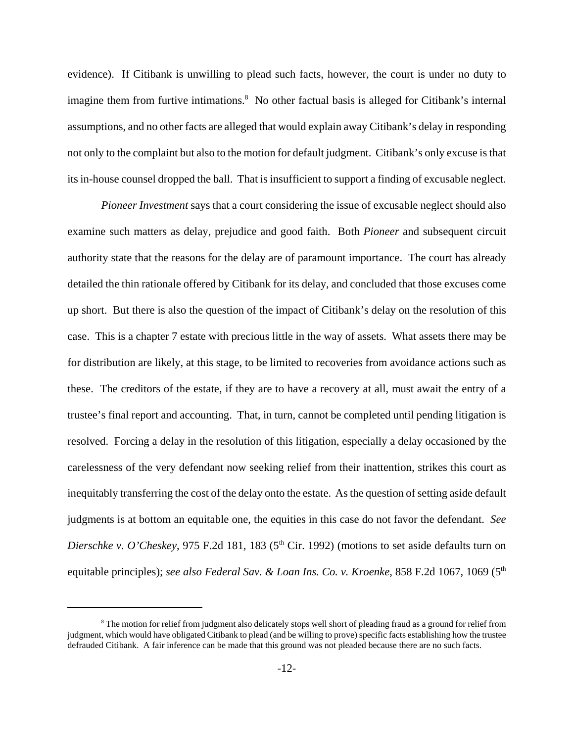evidence). If Citibank is unwilling to plead such facts, however, the court is under no duty to imagine them from furtive intimations.[8] No other factual basis is alleged for Citibank's internal assumptions, and no other facts are alleged that would explain away Citibank's delay in responding not only to the complaint but also to the motion for default judgment. Citibank's only excuse is that its in-house counsel dropped the ball. That is insufficient to support a finding of excusable neglect.

*Pioneer Investment* says that a court considering the issue of excusable neglect should also examine such matters as delay, prejudice and good faith. Both *Pioneer* and subsequent circuit authority state that the reasons for the delay are of paramount importance. The court has already detailed the thin rationale offered by Citibank for its delay, and concluded that those excuses come up short. But there is also the question of the impact of Citibank's delay on the resolution of this case. This is a chapter 7 estate with precious little in the way of assets. What assets there may be for distribution are likely, at this stage, to be limited to recoveries from avoidance actions such as these. The creditors of the estate, if they are to have a recovery at all, must await the entry of a trustee's final report and accounting. That, in turn, cannot be completed until pending litigation is resolved. Forcing a delay in the resolution of this litigation, especially a delay occasioned by the carelessness of the very defendant now seeking relief from their inattention, strikes this court as inequitably transferring the cost of the delay onto the estate. As the question of setting aside default judgments is at bottom an equitable one, the equities in this case do not favor the defendant. *See Dierschke v. O'Cheskey*, 975 F.2d 181, 183 (5th Cir. 1992) (motions to set aside defaults turn on equitable principles); *see also Federal Sav. & Loan Ins. Co. v. Kroenke*, 858 F.2d 1067, 1069 (5th

---

[8] The motion for relief from judgment also delicately stops well short of pleading fraud as a ground for relief from judgment, which would have obligated Citibank to plead (and be willing to prove) specific facts establishing how the trustee defrauded Citibank. A fair inference can be made that this ground was not pleaded because there are no such facts.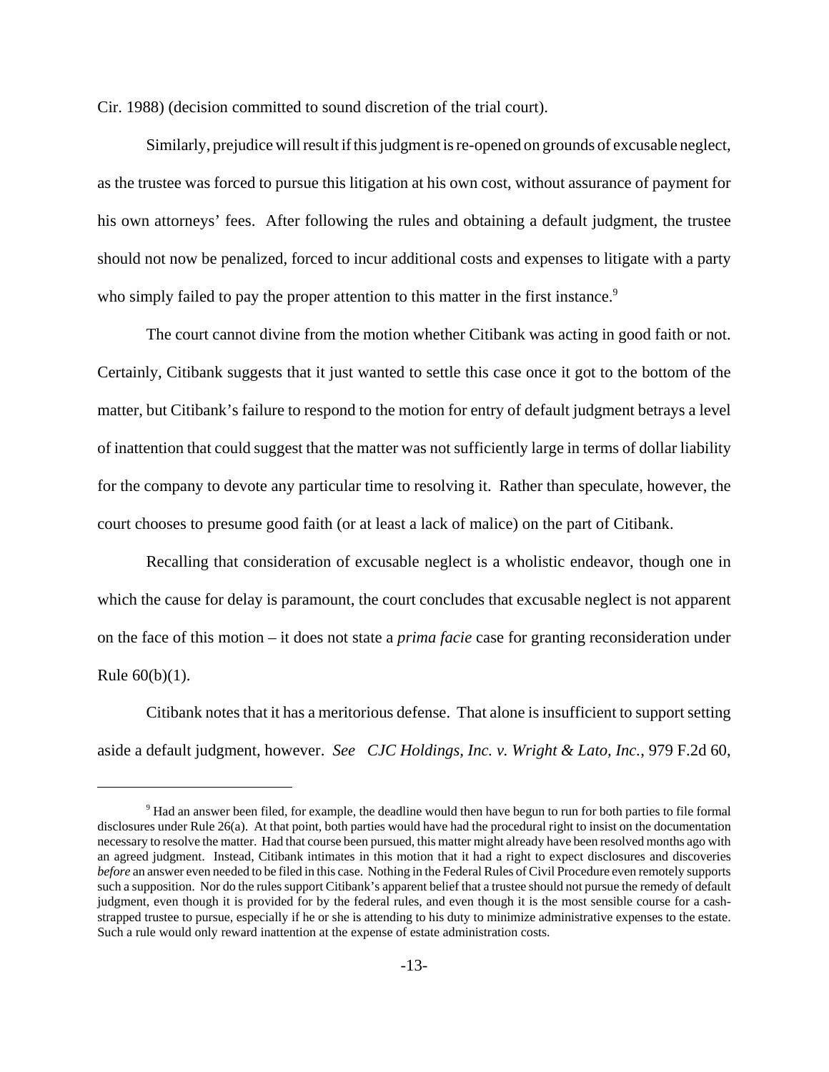Cir. 1988) (decision committed to sound discretion of the trial court).

Similarly, prejudice will result if this judgment is re-opened on grounds of excusable neglect, as the trustee was forced to pursue this litigation at his own cost, without assurance of payment for his own attorneys' fees. After following the rules and obtaining a default judgment, the trustee should not now be penalized, forced to incur additional costs and expenses to litigate with a party who simply failed to pay the proper attention to this matter in the first instance.[9]

The court cannot divine from the motion whether Citibank was acting in good faith or not. Certainly, Citibank suggests that it just wanted to settle this case once it got to the bottom of the matter, but Citibank's failure to respond to the motion for entry of default judgment betrays a level of inattention that could suggest that the matter was not sufficiently large in terms of dollar liability for the company to devote any particular time to resolving it. Rather than speculate, however, the court chooses to presume good faith (or at least a lack of malice) on the part of Citibank.

Recalling that consideration of excusable neglect is a wholistic endeavor, though one in which the cause for delay is paramount, the court concludes that excusable neglect is not apparent on the face of this motion – it does not state a *prima facie* case for granting reconsideration under Rule 60(b)(1).

Citibank notes that it has a meritorious defense. That alone is insufficient to support setting aside a default judgment, however. *See CJC Holdings, Inc. v. Wright & Lato, Inc.*, 979 F.2d 60,

---

[9] Had an answer been filed, for example, the deadline would then have begun to run for both parties to file formal disclosures under Rule 26(a). At that point, both parties would have had the procedural right to insist on the documentation necessary to resolve the matter. Had that course been pursued, this matter might already have been resolved months ago with an agreed judgment. Instead, Citibank intimates in this motion that it had a right to expect disclosures and discoveries *before* an answer even needed to be filed in this case. Nothing in the Federal Rules of Civil Procedure even remotely supports such a supposition. Nor do the rules support Citibank's apparent belief that a trustee should not pursue the remedy of default judgment, even though it is provided for by the federal rules, and even though it is the most sensible course for a cash-strapped trustee to pursue, especially if he or she is attending to his duty to minimize administrative expenses to the estate. Such a rule would only reward inattention at the expense of estate administration costs.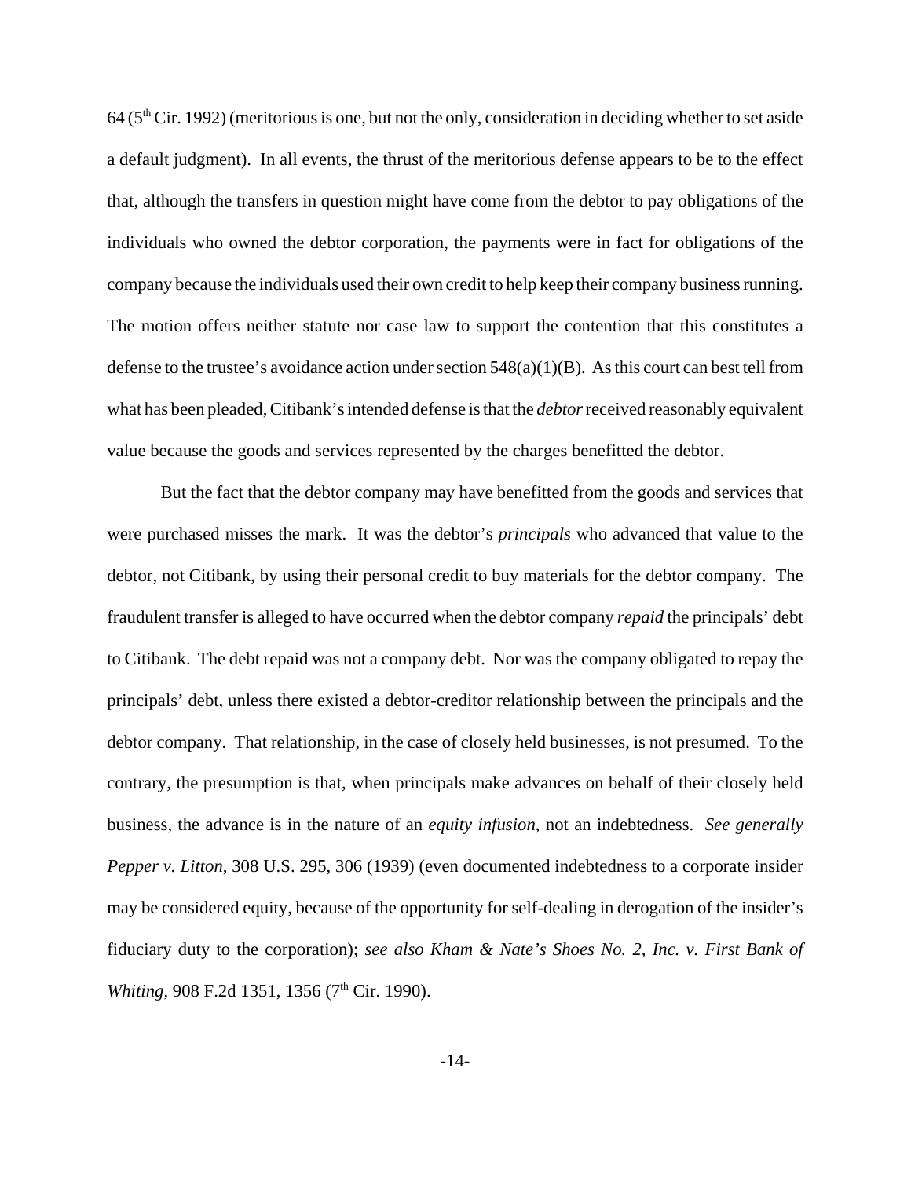64 (5th Cir. 1992) (meritorious is one, but not the only, consideration in deciding whether to set aside a default judgment). In all events, the thrust of the meritorious defense appears to be to the effect that, although the transfers in question might have come from the debtor to pay obligations of the individuals who owned the debtor corporation, the payments were in fact for obligations of the company because the individuals used their own credit to help keep their company business running. The motion offers neither statute nor case law to support the contention that this constitutes a defense to the trustee's avoidance action under section 548(a)(1)(B). As this court can best tell from what has been pleaded, Citibank's intended defense is that the *debtor* received reasonably equivalent value because the goods and services represented by the charges benefitted the debtor.

But the fact that the debtor company may have benefitted from the goods and services that were purchased misses the mark. It was the debtor's *principals* who advanced that value to the debtor, not Citibank, by using their personal credit to buy materials for the debtor company. The fraudulent transfer is alleged to have occurred when the debtor company *repaid* the principals' debt to Citibank. The debt repaid was not a company debt. Nor was the company obligated to repay the principals' debt, unless there existed a debtor-creditor relationship between the principals and the debtor company. That relationship, in the case of closely held businesses, is not presumed. To the contrary, the presumption is that, when principals make advances on behalf of their closely held business, the advance is in the nature of an *equity infusion*, not an indebtedness. *See generally Pepper v. Litton*, 308 U.S. 295, 306 (1939) (even documented indebtedness to a corporate insider may be considered equity, because of the opportunity for self-dealing in derogation of the insider's fiduciary duty to the corporation); *see also Kham & Nate's Shoes No. 2, Inc. v. First Bank of Whiting*, 908 F.2d 1351, 1356 (7th Cir. 1990).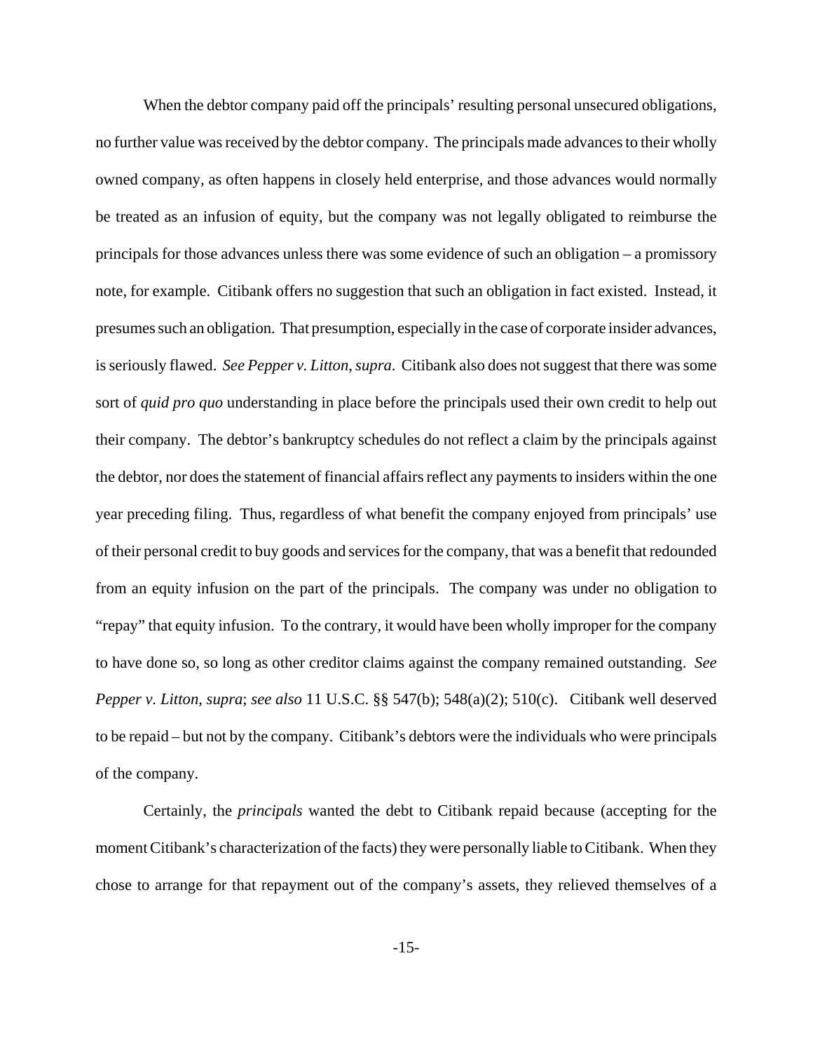When the debtor company paid off the principals' resulting personal unsecured obligations, no further value was received by the debtor company. The principals made advances to their wholly owned company, as often happens in closely held enterprise, and those advances would normally be treated as an infusion of equity, but the company was not legally obligated to reimburse the principals for those advances unless there was some evidence of such an obligation – a promissory note, for example. Citibank offers no suggestion that such an obligation in fact existed. Instead, it presumes such an obligation. That presumption, especially in the case of corporate insider advances, is seriously flawed. *See Pepper v. Litton, supra*. Citibank also does not suggest that there was some sort of *quid pro quo* understanding in place before the principals used their own credit to help out their company. The debtor's bankruptcy schedules do not reflect a claim by the principals against the debtor, nor does the statement of financial affairs reflect any payments to insiders within the one year preceding filing. Thus, regardless of what benefit the company enjoyed from principals' use of their personal credit to buy goods and services for the company, that was a benefit that redounded from an equity infusion on the part of the principals. The company was under no obligation to "repay" that equity infusion. To the contrary, it would have been wholly improper for the company to have done so, so long as other creditor claims against the company remained outstanding. *See Pepper v. Litton*, *supra*; *see also* 11 U.S.C. §§ 547(b); 548(a)(2); 510(c). Citibank well deserved to be repaid – but not by the company. Citibank's debtors were the individuals who were principals of the company.

Certainly, the *principals* wanted the debt to Citibank repaid because (accepting for the moment Citibank's characterization of the facts) they were personally liable to Citibank. When they chose to arrange for that repayment out of the company's assets, they relieved themselves of a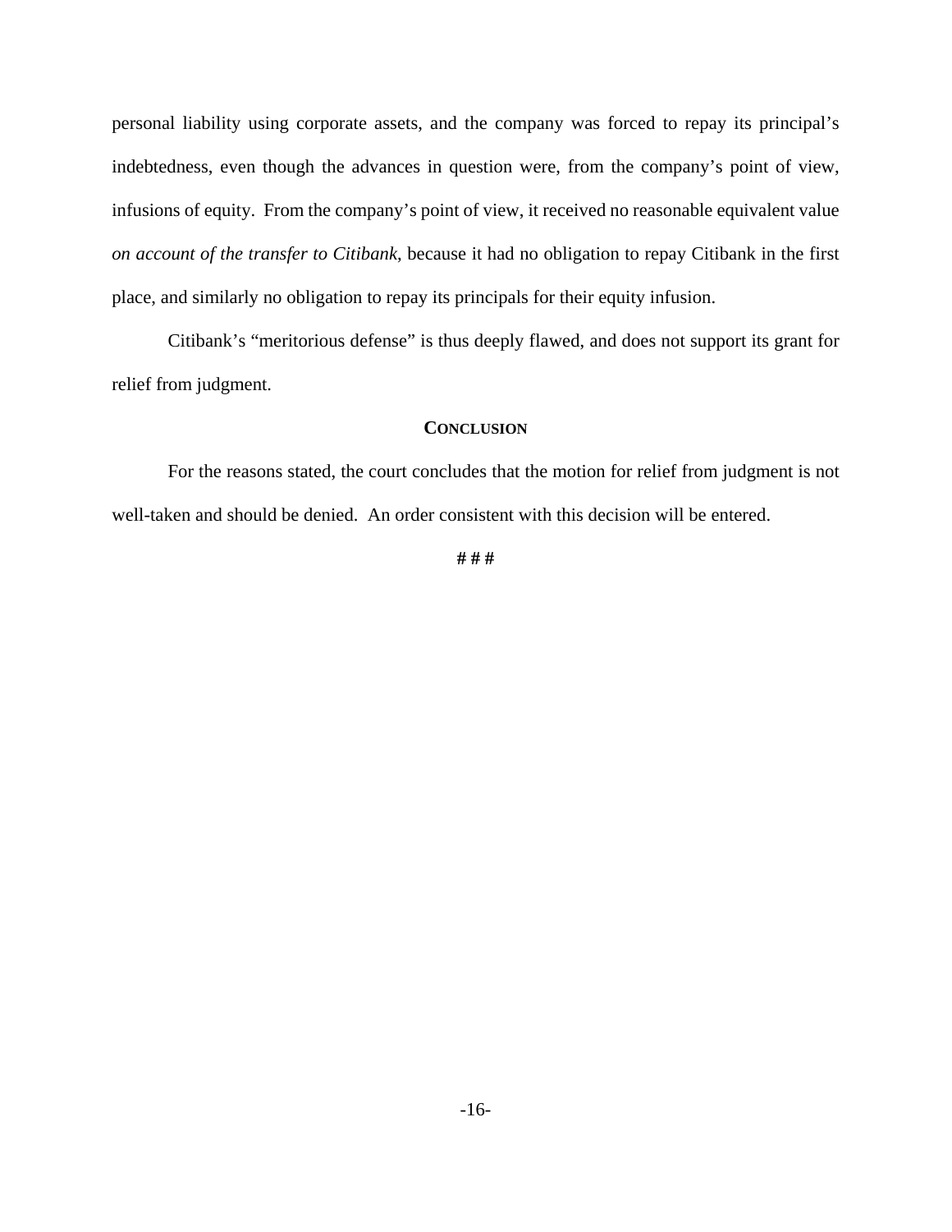personal liability using corporate assets, and the company was forced to repay its principal's indebtedness, even though the advances in question were, from the company's point of view, infusions of equity. From the company's point of view, it received no reasonable equivalent value *on account of the transfer to Citibank*, because it had no obligation to repay Citibank in the first place, and similarly no obligation to repay its principals for their equity infusion.

Citibank's "meritorious defense" is thus deeply flawed, and does not support its grant for relief from judgment.

## CONCLUSION

For the reasons stated, the court concludes that the motion for relief from judgment is not well-taken and should be denied. An order consistent with this decision will be entered.

**# # #**